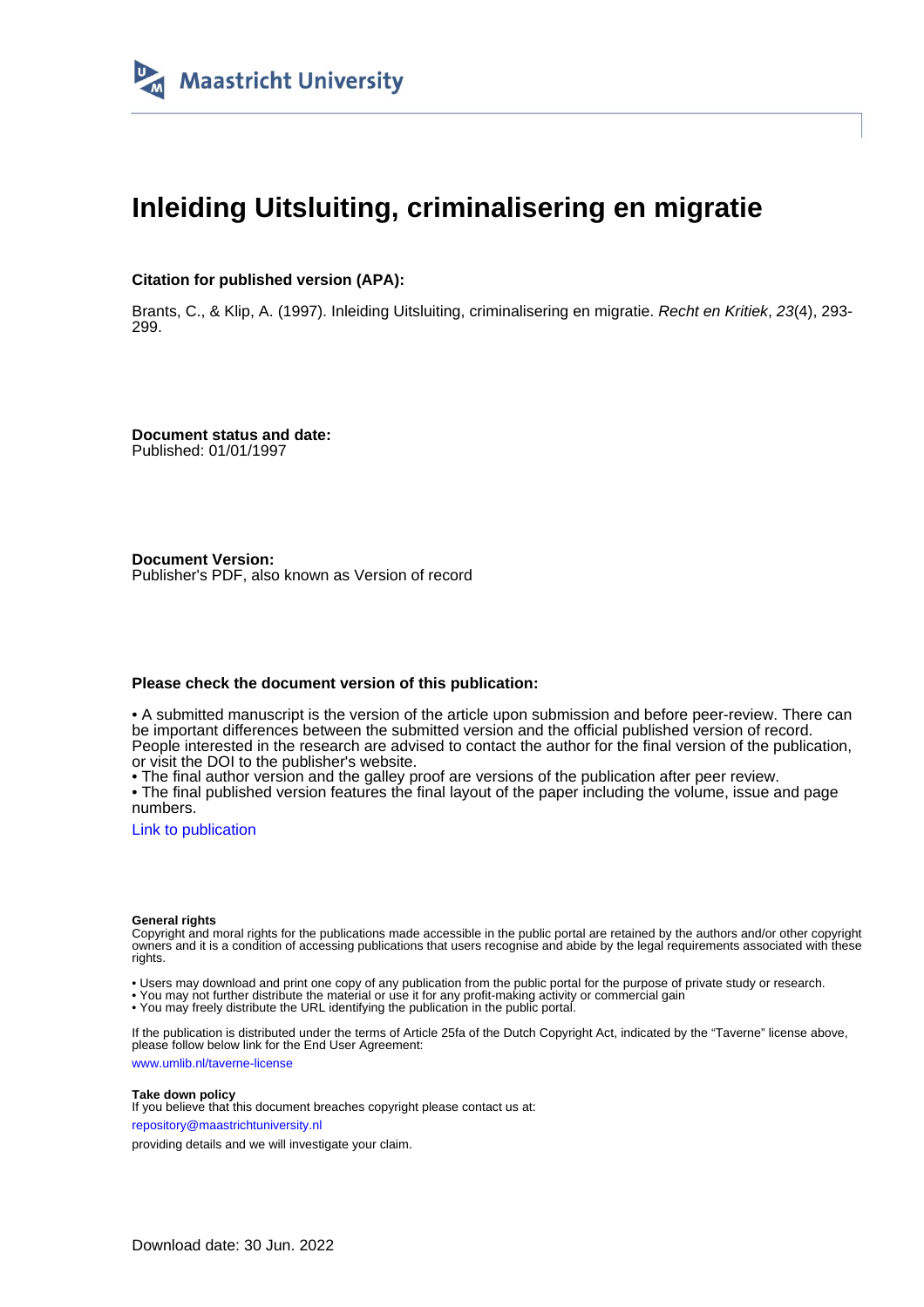Maastricht University

# Inleiding Uitsluiting, criminalisering en migratie

**Citation for published version (APA):**

Brants, C., & Klip, A. (1997). Inleiding Uitsluiting, criminalisering en migratie. *Recht en Kritiek*, *23*(4), 293-299.

**Document status and date:**
Published: 01/01/1997

**Document Version:**
Publisher's PDF, also known as Version of record

**Please check the document version of this publication:**

• A submitted manuscript is the version of the article upon submission and before peer-review. There can be important differences between the submitted version and the official published version of record. People interested in the research are advised to contact the author for the final version of the publication, or visit the DOI to the publisher's website.
• The final author version and the galley proof are versions of the publication after peer review.
• The final published version features the final layout of the paper including the volume, issue and page numbers.

Link to publication

**General rights**
Copyright and moral rights for the publications made accessible in the public portal are retained by the authors and/or other copyright owners and it is a condition of accessing publications that users recognise and abide by the legal requirements associated with these rights.

• Users may download and print one copy of any publication from the public portal for the purpose of private study or research.
• You may not further distribute the material or use it for any profit-making activity or commercial gain
• You may freely distribute the URL identifying the publication in the public portal.

If the publication is distributed under the terms of Article 25fa of the Dutch Copyright Act, indicated by the "Taverne" license above, please follow below link for the End User Agreement:

www.umlib.nl/taverne-license

**Take down policy**
If you believe that this document breaches copyright please contact us at:

repository@maastrichtuniversity.nl

providing details and we will investigate your claim.

Download date: 30 Jun. 2022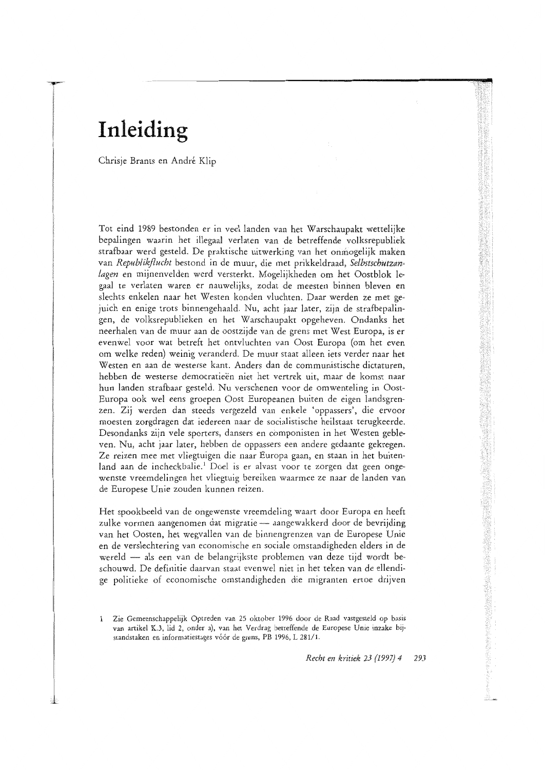# Inleiding

Chrisje Brants en André Klip

Tot eind 1989 bestonden er in veel landen van het Warschaupakt wettelijke bepalingen waarin het illegaal verlaten van de betreffende volksrepubliek strafbaar werd gesteld. De praktische uitwerking van het onmogelijk maken van *Republikflucht* bestond in de muur, die met prikkeldraad, *Selbstschutzanlagen* en mijnenvelden werd versterkt. Mogelijkheden om het Oostblok legaal te verlaten waren er nauwelijks, zodat de meesten binnen bleven en slechts enkelen naar het Westen konden vluchten. Daar werden ze met gejuich en enige trots binnengehaald. Nu, acht jaar later, zijn de strafbepalingen, de volksrepublieken en het Warschaupakt opgeheven. Ondanks het neerhalen van de muur aan de oostzijde van de grens met West Europa, is er evenwel voor wat betreft het ontvluchten van Oost Europa (om het even om welke reden) weinig veranderd. De muur staat alleen iets verder naar het Westen en aan de westerse kant. Anders dan de communistische dictaturen, hebben de westerse democratieën niet het vertrek uit, maar de komst naar hun landen strafbaar gesteld. Nu verschenen voor de omwenteling in Oost-Europa ook wel eens groepen Oost Europeanen buiten de eigen landsgrenzen. Zij werden dan steeds vergezeld van enkele 'oppassers', die ervoor moesten zorgdragen dat iedereen naar de socialistische heilstaat terugkeerde. Desondanks zijn vele sporters, dansers en componisten in het Westen gebleven. Nu, acht jaar later, hebben de oppassers een andere gedaante gekregen. Ze reizen mee met vliegtuigen die naar Europa gaan, en staan in het buitenland aan de incheckbalie.[1] Doel is er alvast voor te zorgen dat geen ongewenste vreemdelingen het vliegtuig bereiken waarmee ze naar de landen van de Europese Unie zouden kunnen reizen.

Het spookbeeld van de ongewenste vreemdeling waart door Europa en heeft zulke vormen aangenomen dat migratie — aangewakkerd door de bevrijding van het Oosten, het wegvallen van de binnengrenzen van de Europese Unie en de verslechtering van economische en sociale omstandigheden elders in de wereld — als een van de belangrijkste problemen van deze tijd wordt beschouwd. De definitie daarvan staat evenwel niet in het teken van de ellendige politieke of economische omstandigheden die migranten ertoe drijven

1 Zie Gemeenschappelijk Optreden van 25 oktober 1996 door de Raad vastgesteld op basis van artikel K.3, lid 2, onder a), van het Verdrag betreffende de Europese Unie inzake bijstandstaken en informatiestages vóór de grens, PB 1996, L 281/1.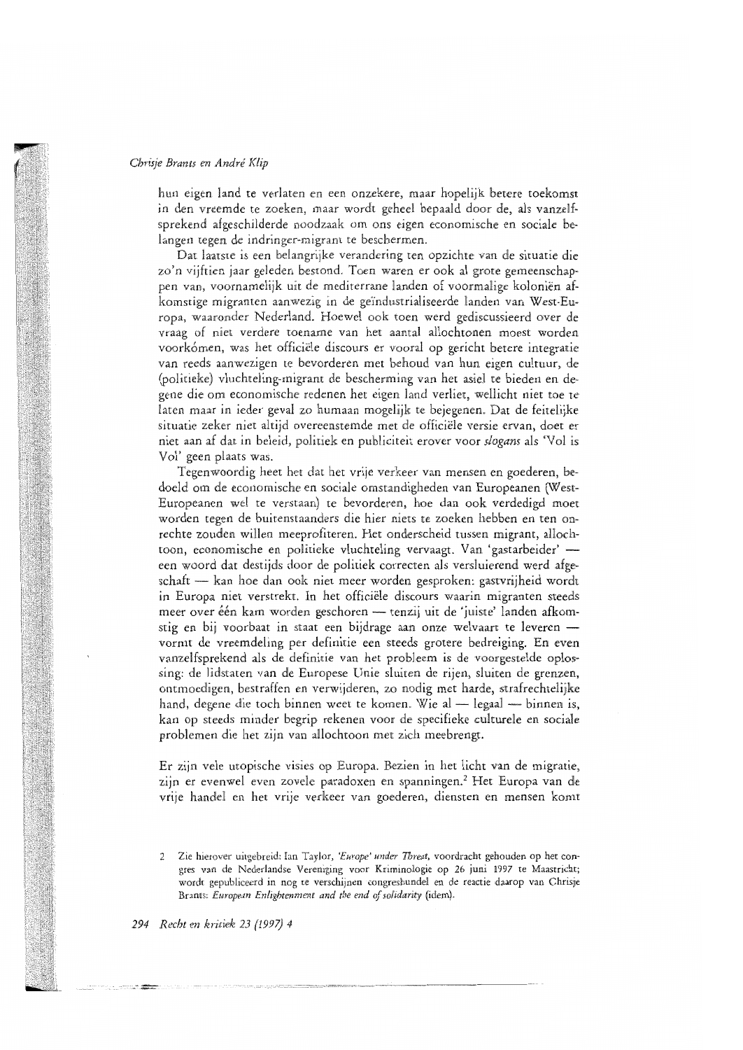hun eigen land te verlaten en een onzekere, maar hopelijk betere toekomst in den vreemde te zoeken, maar wordt geheel bepaald door de, als vanzelfsprekend afgeschilderde noodzaak om ons eigen economische en sociale belangen tegen de indringer-migrant te beschermen.

Dat laatste is een belangrijke verandering ten opzichte van de situatie die zo'n vijftien jaar geleden bestond. Toen waren er ook al grote gemeenschappen van, voornamelijk uit de mediterrane landen of voormalige koloniën afkomstige migranten aanwezig in de geïndustrialiseerde landen van West-Europa, waaronder Nederland. Hoewel ook toen werd gediscussieerd over de vraag of niet verdere toename van het aantal allochtonen moest worden voorkómen, was het officiële discours er vooral op gericht betere integratie van reeds aanwezigen te bevorderen met behoud van hun eigen cultuur, de (politieke) vluchteling-migrant de bescherming van het asiel te bieden en degene die om economische redenen het eigen land verliet, wellicht niet toe te laten maar in ieder geval zo humaan mogelijk te bejegenen. Dat de feitelijke situatie zeker niet altijd overeenstemde met de officiële versie ervan, doet er niet aan af dat in beleid, politiek en publiciteit erover voor *slogans* als 'Vol is Vol' geen plaats was.

Tegenwoordig heet het dat het vrije verkeer van mensen en goederen, bedoeld om de economische en sociale omstandigheden van Europeanen (West-Europeanen wel te verstaan) te bevorderen, hoe dan ook verdedigd moet worden tegen de buitenstaanders die hier niets te zoeken hebben en ten onrechte zouden willen meeprofiteren. Het onderscheid tussen migrant, allochtoon, economische en politieke vluchteling vervaagt. Van 'gastarbeider' — een woord dat destijds door de politiek correcten als versluierend werd afgeschaft — kan hoe dan ook niet meer worden gesproken: gastvrijheid wordt in Europa niet verstrekt. In het officiële discours waarin migranten steeds meer over één kam worden geschoren — tenzij uit de 'juiste' landen afkomstig en bij voorbaat in staat een bijdrage aan onze welvaart te leveren — vormt de vreemdeling per definitie een steeds grotere bedreiging. En even vanzelfsprekend als de definitie van het probleem is de voorgestelde oplossing: de lidstaten van de Europese Unie sluiten de rijen, sluiten de grenzen, ontmoedigen, bestraffen en verwijderen, zo nodig met harde, strafrechtelijke hand, degene die toch binnen weet te komen. Wie al — legaal — binnen is, kan op steeds minder begrip rekenen voor de specifieke culturele en sociale problemen die het zijn van allochtoon met zich meebrengt.

Er zijn vele utopische visies op Europa. Bezien in het licht van de migratie, zijn er evenwel even zovele paradoxen en spanningen.[2] Het Europa van de vrije handel en het vrije verkeer van goederen, diensten en mensen komt

2 Zie hierover uitgebreid: Ian Taylor, *'Europe' under Threat*, voordracht gehouden op het congres van de Nederlandse Vereniging voor Kriminologie op 26 juni 1997 te Maastricht; wordt gepubliceerd in nog te verschijnen congresbundel en de reactie daarop van Chrisje Brants: *European Enlightenment and the end of solidarity* (idem).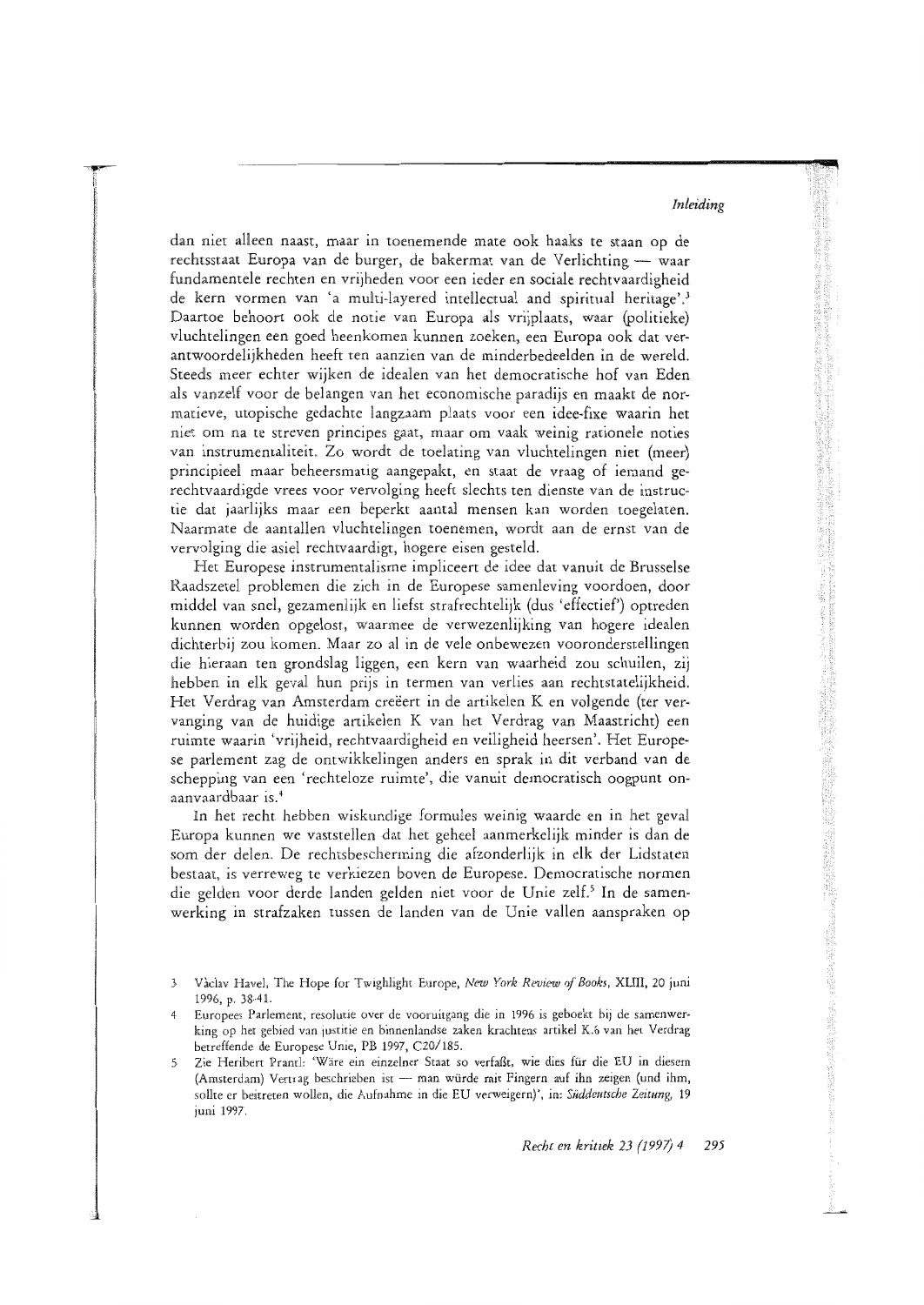dan niet alleen naast, maar in toenemende mate ook haaks te staan op de rechtsstaat Europa van de burger, de bakermat van de Verlichting — waar fundamentele rechten en vrijheden voor een ieder en sociale rechtvaardigheid de kern vormen van 'a multi-layered intellectual and spiritual heritage'.[3] Daartoe behoort ook de notie van Europa als vrijplaats, waar (politieke) vluchtelingen een goed heenkomen kunnen zoeken, een Europa ook dat verantwoordelijkheden heeft ten aanzien van de minderbedeelden in de wereld. Steeds meer echter wijken de idealen van het democratische hof van Eden als vanzelf voor de belangen van het economische paradijs en maakt de normatieve, utopische gedachte langzaam plaats voor een idee-fixe waarin het niet om na te streven principes gaat, maar om vaak weinig rationele noties van instrumentaliteit. Zo wordt de toelating van vluchtelingen niet (meer) principieel maar beheersmatig aangepakt, en staat de vraag of iemand gerechtvaardigde vrees voor vervolging heeft slechts ten dienste van de instructie dat jaarlijks maar een beperkt aantal mensen kan worden toegelaten. Naarmate de aantallen vluchtelingen toenemen, wordt aan de ernst van de vervolging die asiel rechtvaardigt, hogere eisen gesteld.

Het Europese instrumentalisme impliceert de idee dat vanuit de Brusselse Raadszetel problemen die zich in de Europese samenleving voordoen, door middel van snel, gezamenlijk en liefst strafrechtelijk (dus 'effectief') optreden kunnen worden opgelost, waarmee de verwezenlijking van hogere idealen dichterbij zou komen. Maar zo al in de vele onbewezen vooronderstellingen die hieraan ten grondslag liggen, een kern van waarheid zou schuilen, zij hebben in elk geval hun prijs in termen van verlies aan rechtstatelijkheid. Het Verdrag van Amsterdam creëert in de artikelen K en volgende (ter vervanging van de huidige artikelen K van het Verdrag van Maastricht) een ruimte waarin 'vrijheid, rechtvaardigheid en veiligheid heersen'. Het Europese parlement zag de ontwikkelingen anders en sprak in dit verband van de schepping van een 'rechteloze ruimte', die vanuit democratisch oogpunt onaanvaardbaar is.[4]

In het recht hebben wiskundige formules weinig waarde en in het geval Europa kunnen we vaststellen dat het geheel aanmerkelijk minder is dan de som der delen. De rechtsbescherming die afzonderlijk in elk der Lidstaten bestaat, is verreweg te verkiezen boven de Europese. Democratische normen die gelden voor derde landen gelden niet voor de Unie zelf.[5] In de samenwerking in strafzaken tussen de landen van de Unie vallen aanspraken op

---

3 Václav Havel, The Hope for Twighlight Europe, *New York Review of Books*, XLIII, 20 juni 1996, p. 38-41.

4 Europees Parlement, resolutie over de vooruitgang die in 1996 is geboekt bij de samenwerking op het gebied van justitie en binnenlandse zaken krachtens artikel K.6 van het Verdrag betreffende de Europese Unie, PB 1997, C20/185.

5 Zie Heribert Prantl: 'Wäre ein einzelner Staat so verfaßt, wie dies für die EU in diesem (Amsterdam) Vertrag beschrieben ist — man würde mit Fingern auf ihn zeigen (und ihm, sollte er beitreten wollen, die Aufnahme in die EU verweigern)', in: *Süddeutsche Zeitung*, 19 juni 1997.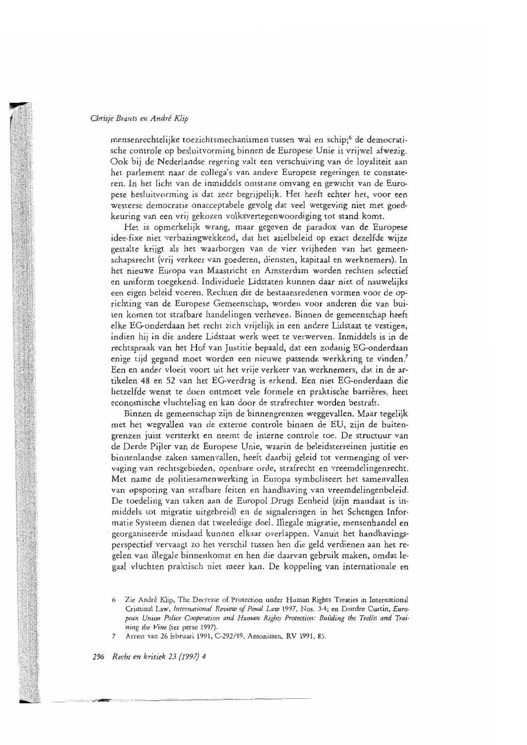mensenrechtelijke toezichtsmechanismen tussen wal en schip;[6] de democratische controle op besluitvorming binnen de Europese Unie is vrijwel afwezig. Ook bij de Nederlandse regering valt een verschuiving van de loyaliteit aan het parlement naar de collega's van andere Europese regeringen te constateren. In het licht van de inmiddels ontstane omvang en gewicht van de Europese besluitvorming is dat zeer begrijpelijk. Het heeft echter het, voor een westerse democratie onacceptabele gevolg dat veel wetgeving niet met goedkeuring van een vrij gekozen volksvertegenwoordiging tot stand komt.

Het is opmerkelijk wrang, maar gegeven de paradox van de Europese idee-fixe niet verbazingwekkend, dat het asielbeleid op exact dezelfde wijze gestalte krijgt als het waarborgen van de vier vrijheden van het gemeenschapsrecht (vrij verkeer van goederen, diensten, kapitaal en werknemers). In het nieuwe Europa van Maastricht en Amsterdam worden rechten selectief en uniform toegekend. Individuele Lidstaten kunnen daar niet of nauwelijks een eigen beleid voeren. Rechten die de bestaansredenen vormen voor de oprichting van de Europese Gemeenschap, worden voor anderen die van buiten komen tot strafbare handelingen verheven. Binnen de gemeenschap heeft elke EG-onderdaan het recht zich vrijelijk in een andere Lidstaat te vestigen, indien hij in die andere Lidstaat werk weet te verwerven. Inmiddels is in de rechtspraak van het Hof van Justitie bepaald, dat een zodanig EG-onderdaan enige tijd gegund moet worden een nieuwe passende werkkring te vinden.[7] Een en ander vloeit voort uit het vrije verkeer van werknemers, dat in de artikelen 48 en 52 van het EG-verdrag is erkend. Een niet EG-onderdaan die hetzelfde wenst te doen ontmoet vele formele en praktische barrières, heet economische vluchteling en kan door de strafrechter worden bestraft.

Binnen de gemeenschap zijn de binnengrenzen weggevallen. Maar tegelijk met het wegvallen van de externe controle binnen de EU, zijn de buitengrenzen juist versterkt en neemt de interne controle toe. De structuur van de Derde Pijler van de Europese Unie, waarin de beleidsterreinen justitie en binnenlandse zaken samenvallen, heeft daarbij geleid tot vermenging of vervaging van rechtsgebieden, openbare orde, strafrecht en vreemdelingenrecht. Met name de politiesamenwerking in Europa symboliseert het samenvallen van opsporing van strafbare feiten en handhaving van vreemdelingenbeleid. De toedeling van taken aan de Europol Drugs Eenheid (zijn mandaat is inmiddels tot migratie uitgebreid) en de signaleringen in het Schengen Informatie Systeem dienen dat tweeledige doel. Illegale migratie, mensenhandel en georganiseerde misdaad kunnen elkaar overlappen. Vanuit het handhavingsperspectief vervaagt zo het verschil tussen hen die geld verdienen aan het regelen van illegale binnenkomst en hen die daarvan gebruik maken, omdat legaal vluchten praktisch niet meer kan. De koppeling van internationale en

6 Zie André Klip, The Decrease of Protection under Human Rights Treaties in International Criminal Law, *International Review of Penal Law* 1997, Nos. 3-4; en Deirdre Curtin, *European Union Police Cooperation and Human Rights Protection: Building the Trellis and Training the Vine* (ter perse 1997).

7 Arrest van 26 februari 1991, C-292/89, Antonissen, RV 1991, 83.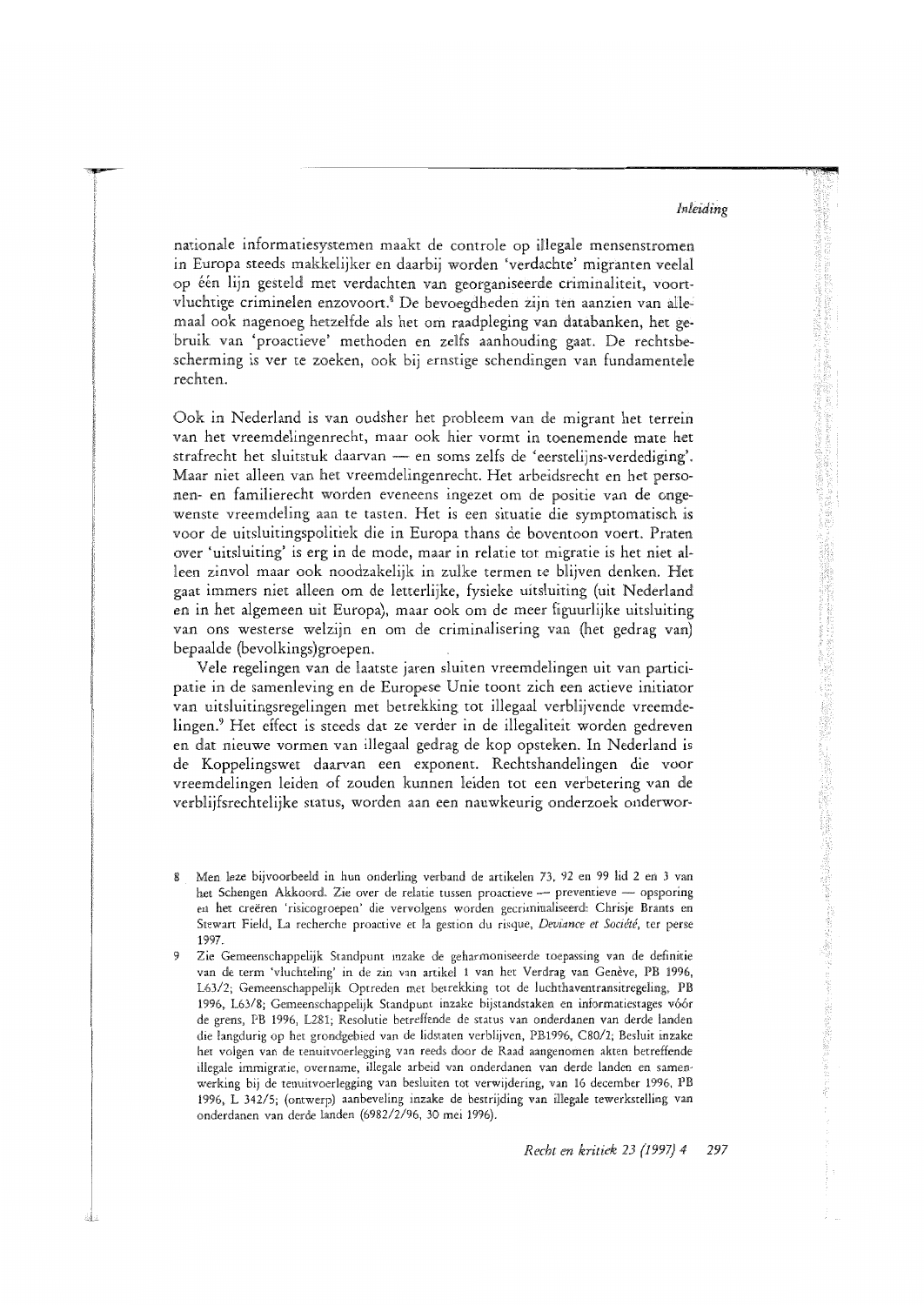nationale informatiesystemen maakt de controle op illegale mensenstromen in Europa steeds makkelijker en daarbij worden 'verdachte' migranten veelal op één lijn gesteld met verdachten van georganiseerde criminaliteit, voortvluchtige criminelen enzovoort.[8] De bevoegdheden zijn ten aanzien van allemaal ook nagenoeg hetzelfde als het om raadpleging van databanken, het gebruik van 'proactieve' methoden en zelfs aanhouding gaat. De rechtsbescherming is ver te zoeken, ook bij ernstige schendingen van fundamentele rechten.

Ook in Nederland is van oudsher het probleem van de migrant het terrein van het vreemdelingenrecht, maar ook hier vormt in toenemende mate het strafrecht het sluitstuk daarvan — en soms zelfs de 'eerstelijns-verdediging'. Maar niet alleen van het vreemdelingenrecht. Het arbeidsrecht en het personen- en familierecht worden eveneens ingezet om de positie van de ongewenste vreemdeling aan te tasten. Het is een situatie die symptomatisch is voor de uitsluitingspolitiek die in Europa thans de boventoon voert. Praten over 'uitsluiting' is erg in de mode, maar in relatie tot migratie is het niet alleen zinvol maar ook noodzakelijk in zulke termen te blijven denken. Het gaat immers niet alleen om de letterlijke, fysieke uitsluiting (uit Nederland en in het algemeen uit Europa), maar ook om de meer figuurlijke uitsluiting van ons westerse welzijn en om de criminalisering van (het gedrag van) bepaalde (bevolkings)groepen.

Vele regelingen van de laatste jaren sluiten vreemdelingen uit van participatie in de samenleving en de Europese Unie toont zich een actieve initiator van uitsluitingsregelingen met betrekking tot illegaal verblijvende vreemdelingen.[9] Het effect is steeds dat ze verder in de illegaliteit worden gedreven en dat nieuwe vormen van illegaal gedrag de kop opsteken. In Nederland is de Koppelingswet daarvan een exponent. Rechtshandelingen die voor vreemdelingen leiden of zouden kunnen leiden tot een verbetering van de verblijfsrechtelijke status, worden aan een nauwkeurig onderzoek onderwor-

8 Men leze bijvoorbeeld in hun onderling verband de artikelen 73, 92 en 99 lid 2 en 3 van het Schengen Akkoord. Zie over de relatie tussen proactieve — preventieve — opsporing en het creëren 'risicogroepen' die vervolgens worden gecriminaliseerd: Chrisje Brants en Stewart Field, La recherche proactive et la gestion du risque, *Deviance et Société*, ter perse 1997.

9 Zie Gemeenschappelijk Standpunt inzake de geharmoniseerde toepassing van de definitie van de term 'vluchteling' in de zin van artikel 1 van het Verdrag van Genève, PB 1996, L63/2; Gemeenschappelijk Optreden met betrekking tot de luchthaventransitregeling, PB 1996, L63/8; Gemeenschappelijk Standpunt inzake bijstandstaken en informatiestages vóór de grens, PB 1996, L281; Resolutie betreffende de status van onderdanen van derde landen die langdurig op het grondgebied van de lidstaten verblijven, PB1996, C80/2; Besluit inzake het volgen van de tenuitvoerlegging van reeds door de Raad aangenomen akten betreffende illegale immigratie, overname, illegale arbeid van onderdanen van derde landen en samenwerking bij de tenuitvoerlegging van besluiten tot verwijdering, van 16 december 1996, PB 1996, L 342/5; (ontwerp) aanbeveling inzake de bestrijding van illegale tewerkstelling van onderdanen van derde landen (6982/2/96, 30 mei 1996).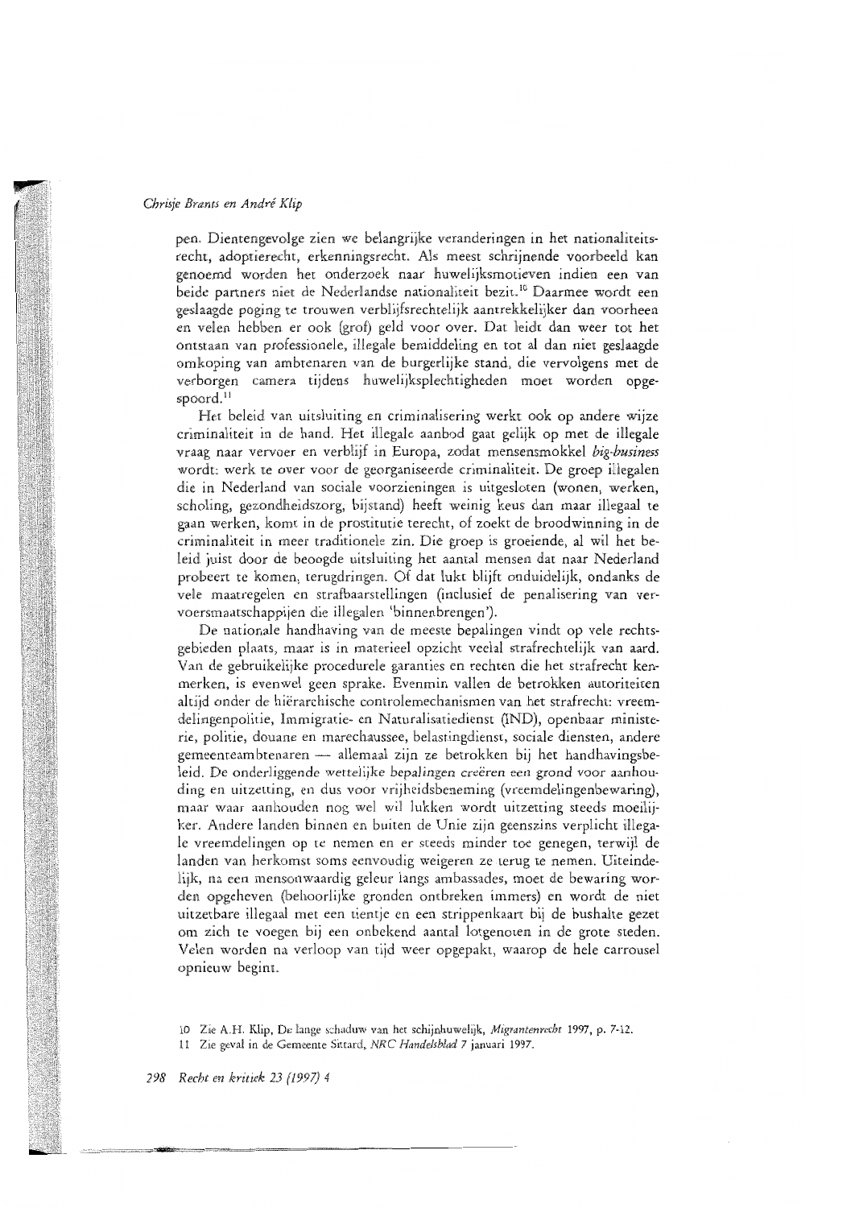pen. Dientengevolge zien we belangrijke veranderingen in het nationaliteitsrecht, adoptierecht, erkenningsrecht. Als meest schrijnende voorbeeld kan genoemd worden het onderzoek naar huwelijksmotieven indien een van beide partners niet de Nederlandse nationaliteit bezit.[10] Daarmee wordt een geslaagde poging te trouwen verblijfsrechtelijk aantrekkelijker dan voorheen en velen hebben er ook (grof) geld voor over. Dat leidt dan weer tot het ontstaan van professionele, illegale bemiddeling en tot al dan niet geslaagde omkoping van ambtenaren van de burgerlijke stand, die vervolgens met de verborgen camera tijdens huwelijksplechtigheden moet worden opgespoord.[11]

Het beleid van uitsluiting en criminalisering werkt ook op andere wijze criminaliteit in de hand. Het illegale aanbod gaat gelijk op met de illegale vraag naar vervoer en verblijf in Europa, zodat mensensmokkel *big-business* wordt: werk te over voor de georganiseerde criminaliteit. De groep illegalen die in Nederland van sociale voorzieningen is uitgesloten (wonen, werken, scholing, gezondheidszorg, bijstand) heeft weinig keus dan maar illegaal te gaan werken, komt in de prostitutie terecht, of zoekt de broodwinning in de criminaliteit in meer traditionele zin. Die groep is groeiende, al wil het beleid juist door de beoogde uitsluiting het aantal mensen dat naar Nederland probeert te komen, terugdringen. Of dat lukt blijft onduidelijk, ondanks de vele maatregelen en strafbaarstellingen (inclusief de penalisering van vervoersmaatschappijen die illegalen 'binnenbrengen').

De nationale handhaving van de meeste bepalingen vindt op vele rechtsgebieden plaats, maar is in materieel opzicht veelal strafrechtelijk van aard. Van de gebruikelijke procedurele garanties en rechten die het strafrecht kenmerken, is evenwel geen sprake. Evenmin vallen de betrokken autoriteiten altijd onder de hiërarchische controlemechanismen van het strafrecht: vreemdelingenpolitie, Immigratie- en Naturalisatiedienst (IND), openbaar ministerie, politie, douane en marechaussee, belastingdienst, sociale diensten, andere gemeenteambtenaren — allemaal zijn ze betrokken bij het handhavingsbeleid. De onderliggende wettelijke bepalingen creëren een grond voor aanhouding en uitzetting, en dus voor vrijheidsbeneming (vreemdelingenbewaring), maar waar aanhouden nog wel wil lukken wordt uitzetting steeds moeilijker. Andere landen binnen en buiten de Unie zijn geenszins verplicht illegale vreemdelingen op te nemen en er steeds minder toe genegen, terwijl de landen van herkomst soms eenvoudig weigeren ze terug te nemen. Uiteindelijk, na een mensonwaardig geleur langs ambassades, moet de bewaring worden opgeheven (behoorlijke gronden ontbreken immers) en wordt de niet uitzetbare illegaal met een tientje en een strippenkaart bij de bushalte gezet om zich te voegen bij een onbekend aantal lotgenoten in de grote steden. Velen worden na verloop van tijd weer opgepakt, waarop de hele carrousel opnieuw begint.

10 Zie A.H. Klip, De lange schaduw van het schijnhuwelijk, *Migrantenrecht* 1997, p. 7-12.

11 Zie geval in de Gemeente Sittard, *NRC Handelsblad* 7 januari 1997.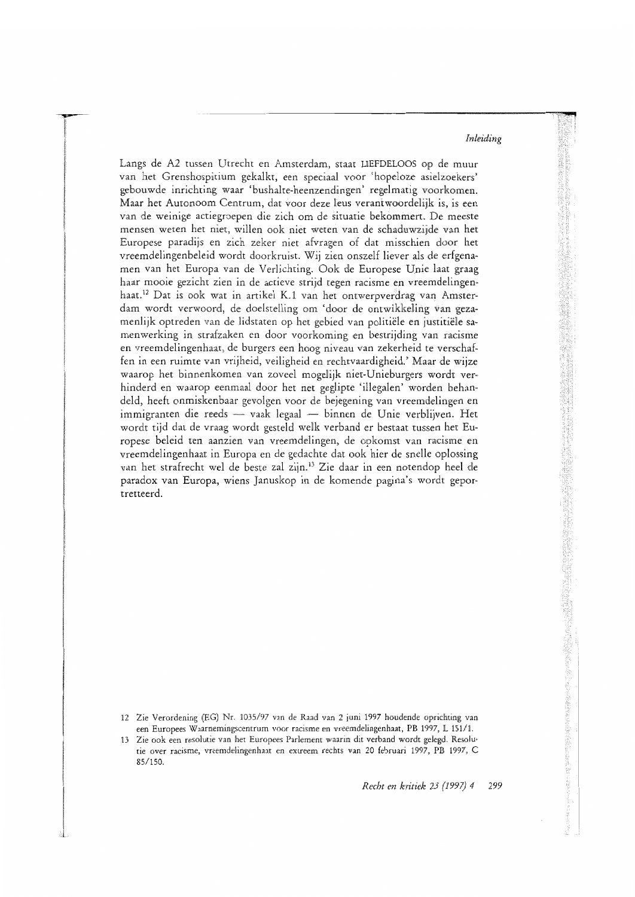Langs de A2 tussen Utrecht en Amsterdam, staat LIEFDELOOS op de muur van het Grenshospitium gekalkt, een speciaal voor 'hopeloze asielzoekers' gebouwde inrichting waar 'bushalte-heenzendingen' regelmatig voorkomen. Maar het Autonoom Centrum, dat voor deze leus verantwoordelijk is, is een van de weinige actiegroepen die zich om de situatie bekommert. De meeste mensen weten het niet, willen ook niet weten van de schaduwzijde van het Europese paradijs en zich zeker niet afvragen of dat misschien door het vreemdelingenbeleid wordt doorkruist. Wij zien onszelf liever als de erfgenamen van het Europa van de Verlichting. Ook de Europese Unie laat graag haar mooie gezicht zien in de actieve strijd tegen racisme en vreemdelingenhaat.[12] Dat is ook wat in artikel K.1 van het ontwerpverdrag van Amsterdam wordt verwoord, de doelstelling om 'door de ontwikkeling van gezamenlijk optreden van de lidstaten op het gebied van politiële en justitiële samenwerking in strafzaken en door voorkoming en bestrijding van racisme en vreemdelingenhaat, de burgers een hoog niveau van zekerheid te verschaffen in een ruimte van vrijheid, veiligheid en rechtvaardigheid.' Maar de wijze waarop het binnenkomen van zoveel mogelijk niet-Unieburgers wordt verhinderd en waarop eenmaal door het net geglipte 'illegalen' worden behandeld, heeft onmiskenbaar gevolgen voor de bejegening van vreemdelingen en immigranten die reeds — vaak legaal — binnen de Unie verblijven. Het wordt tijd dat de vraag wordt gesteld welk verband er bestaat tussen het Europese beleid ten aanzien van vreemdelingen, de opkomst van racisme en vreemdelingenhaat in Europa en de gedachte dat ook hier de snelle oplossing van het strafrecht wel de beste zal zijn.[13] Zie daar in een notendop heel de paradox van Europa, wiens Januskop in de komende pagina's wordt geportretteerd.

12 Zie Verordening (EG) Nr. 1035/97 van de Raad van 2 juni 1997 houdende oprichting van een Europees Waarnemingscentrum voor racisme en vreemdelingenhaat, PB 1997, L 151/1.

13 Zie ook een resolutie van het Europees Parlement waarin dit verband wordt gelegd. Resolutie over racisme, vreemdelingenhaat en extreem rechts van 20 februari 1997, PB 1997, C 85/150.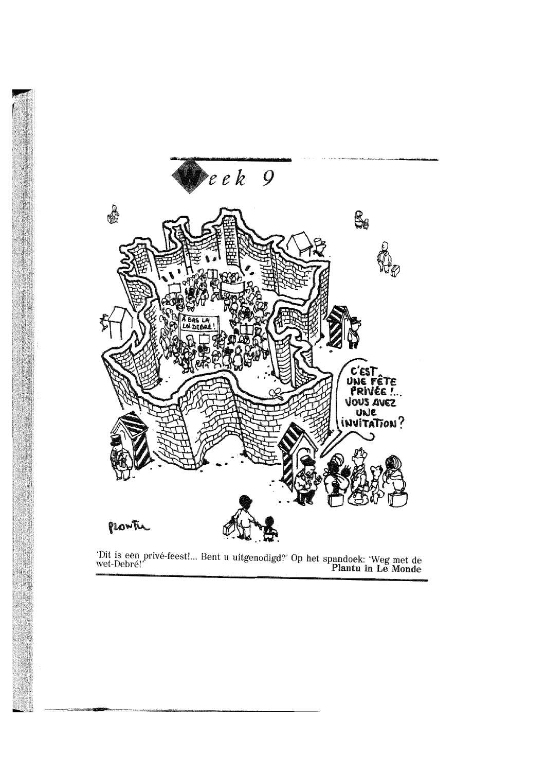# Week 9

'Dit is een privé-feest!... Bent u uitgenodigd?' Op het spandoek: 'Weg met de wet-Debré!'

**Plantu in Le Monde**